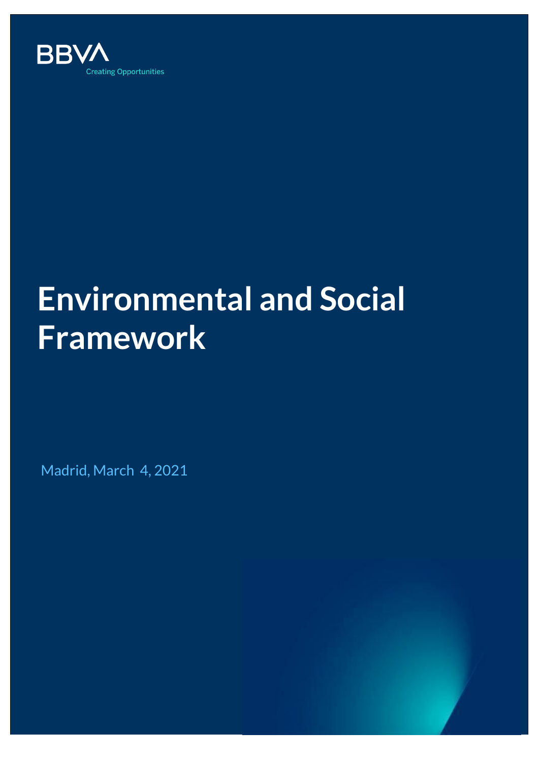BBVA

Creating Opportunities

# Environmental and Social Framework

Madrid, March 4, 2021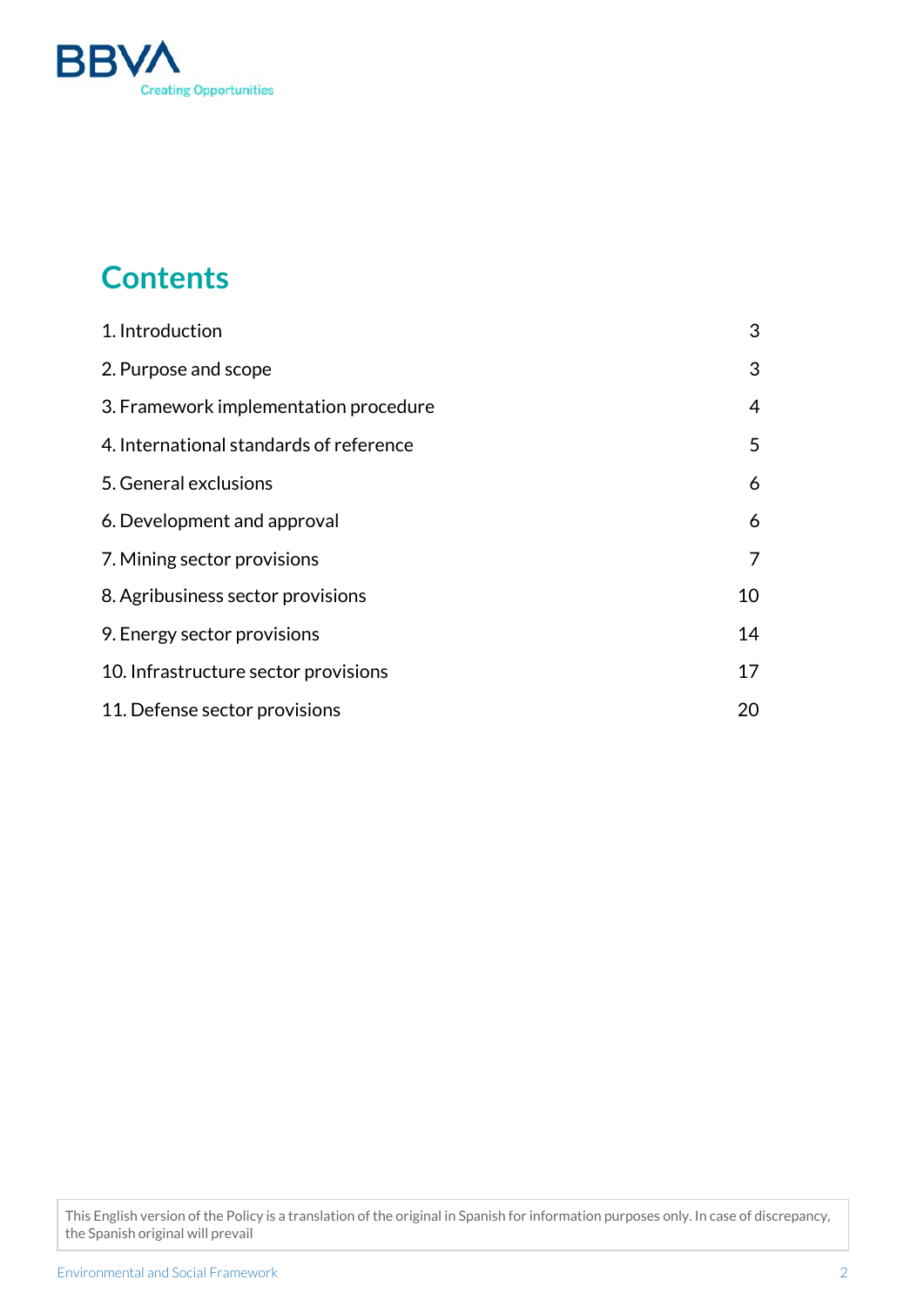# Contents

| | |
|---|---|
| 1. Introduction | 3 |
| 2. Purpose and scope | 3 |
| 3. Framework implementation procedure | 4 |
| 4. International standards of reference | 5 |
| 5. General exclusions | 6 |
| 6. Development and approval | 6 |
| 7. Mining sector provisions | 7 |
| 8. Agribusiness sector provisions | 10 |
| 9. Energy sector provisions | 14 |
| 10. Infrastructure sector provisions | 17 |
| 11. Defense sector provisions | 20 |

This English version of the Policy is a translation of the original in Spanish for information purposes only. In case of discrepancy, the Spanish original will prevail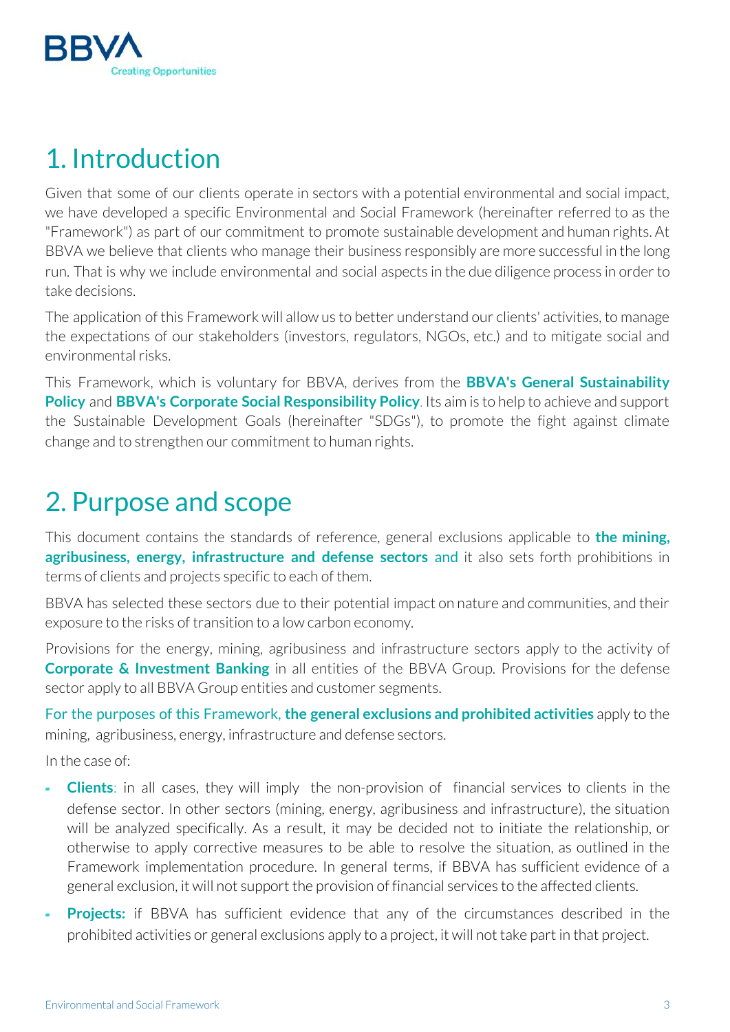# 1. Introduction

Given that some of our clients operate in sectors with a potential environmental and social impact, we have developed a specific Environmental and Social Framework (hereinafter referred to as the "Framework") as part of our commitment to promote sustainable development and human rights. At BBVA we believe that clients who manage their business responsibly are more successful in the long run. That is why we include environmental and social aspects in the due diligence process in order to take decisions.

The application of this Framework will allow us to better understand our clients' activities, to manage the expectations of our stakeholders (investors, regulators, NGOs, etc.) and to mitigate social and environmental risks.

This Framework, which is voluntary for BBVA, derives from the **BBVA's General Sustainability Policy** and **BBVA's Corporate Social Responsibility Policy**. Its aim is to help to achieve and support the Sustainable Development Goals (hereinafter "SDGs"), to promote the fight against climate change and to strengthen our commitment to human rights.

# 2. Purpose and scope

This document contains the standards of reference, general exclusions applicable to **the mining, agribusiness, energy, infrastructure and defense sectors** and it also sets forth prohibitions in terms of clients and projects specific to each of them.

BBVA has selected these sectors due to their potential impact on nature and communities, and their exposure to the risks of transition to a low carbon economy.

Provisions for the energy, mining, agribusiness and infrastructure sectors apply to the activity of **Corporate & Investment Banking** in all entities of the BBVA Group. Provisions for the defense sector apply to all BBVA Group entities and customer segments.

For the purposes of this Framework, **the general exclusions and prohibited activities** apply to the mining, agribusiness, energy, infrastructure and defense sectors.

In the case of:

- **Clients**: in all cases, they will imply the non-provision of financial services to clients in the defense sector. In other sectors (mining, energy, agribusiness and infrastructure), the situation will be analyzed specifically. As a result, it may be decided not to initiate the relationship, or otherwise to apply corrective measures to be able to resolve the situation, as outlined in the Framework implementation procedure. In general terms, if BBVA has sufficient evidence of a general exclusion, it will not support the provision of financial services to the affected clients.
- **Projects:** if BBVA has sufficient evidence that any of the circumstances described in the prohibited activities or general exclusions apply to a project, it will not take part in that project.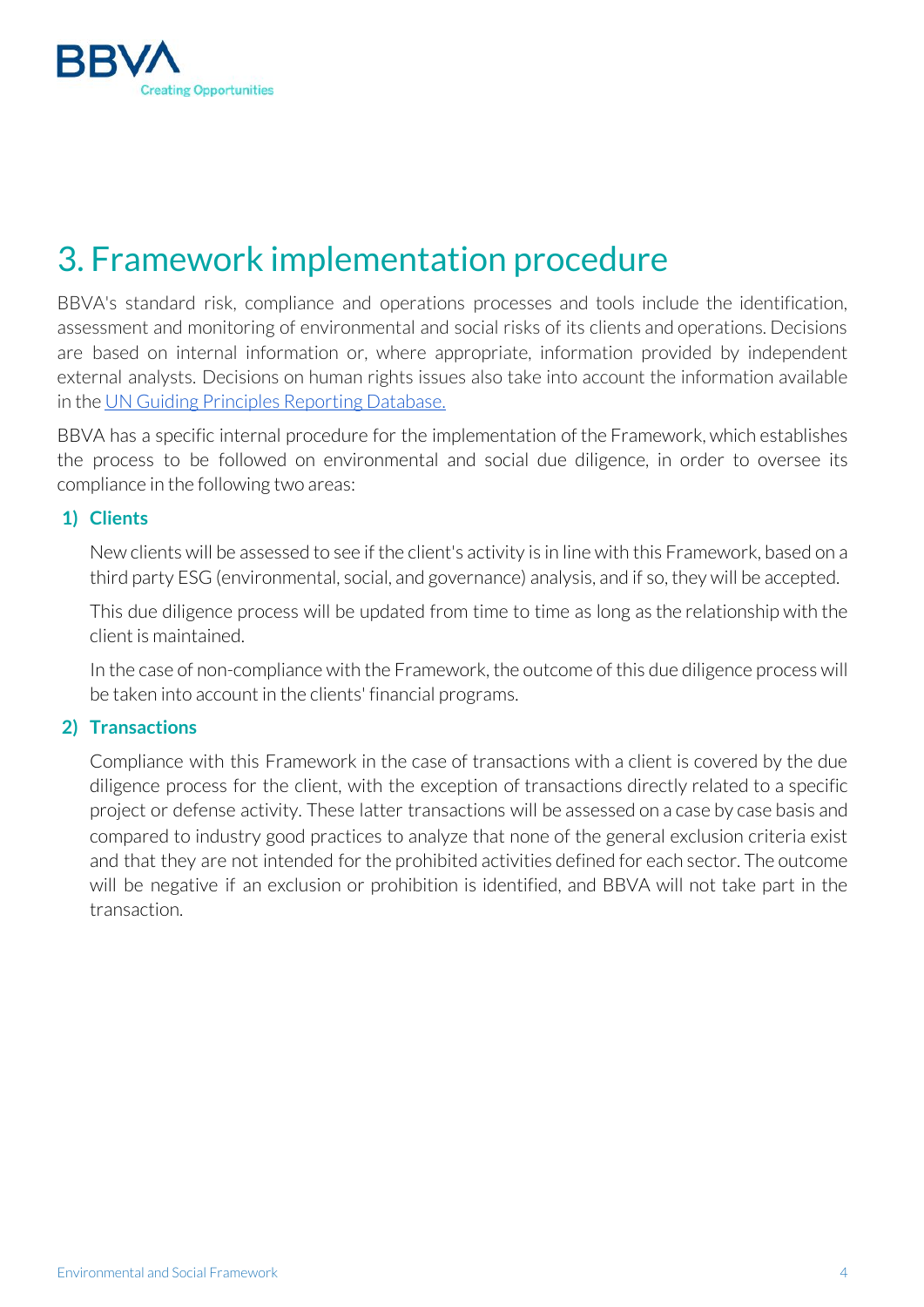# 3. Framework implementation procedure

BBVA's standard risk, compliance and operations processes and tools include the identification, assessment and monitoring of environmental and social risks of its clients and operations. Decisions are based on internal information or, where appropriate, information provided by independent external analysts. Decisions on human rights issues also take into account the information available in the [UN Guiding Principles Reporting Database.]

BBVA has a specific internal procedure for the implementation of the Framework, which establishes the process to be followed on environmental and social due diligence, in order to oversee its compliance in the following two areas:

**1) Clients**

New clients will be assessed to see if the client's activity is in line with this Framework, based on a third party ESG (environmental, social, and governance) analysis, and if so, they will be accepted.

This due diligence process will be updated from time to time as long as the relationship with the client is maintained.

In the case of non-compliance with the Framework, the outcome of this due diligence process will be taken into account in the clients' financial programs.

**2) Transactions**

Compliance with this Framework in the case of transactions with a client is covered by the due diligence process for the client, with the exception of transactions directly related to a specific project or defense activity. These latter transactions will be assessed on a case by case basis and compared to industry good practices to analyze that none of the general exclusion criteria exist and that they are not intended for the prohibited activities defined for each sector. The outcome will be negative if an exclusion or prohibition is identified, and BBVA will not take part in the transaction.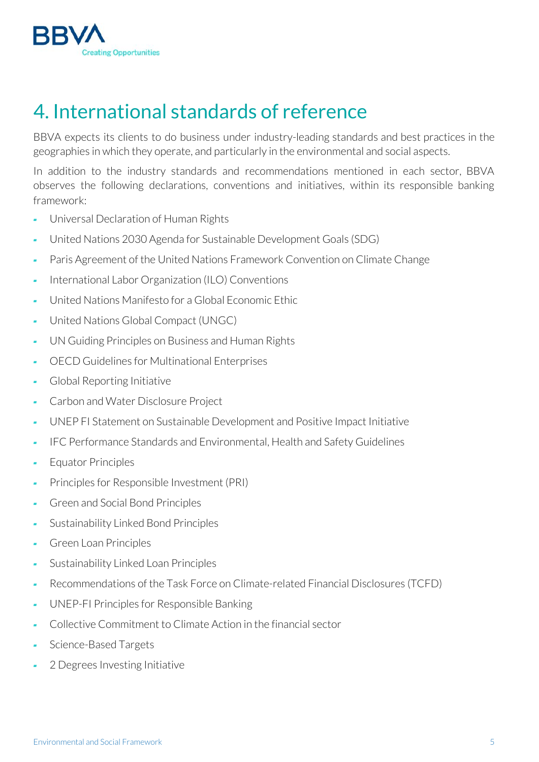# 4. International standards of reference

BBVA expects its clients to do business under industry-leading standards and best practices in the geographies in which they operate, and particularly in the environmental and social aspects.

In addition to the industry standards and recommendations mentioned in each sector, BBVA observes the following declarations, conventions and initiatives, within its responsible banking framework:

- Universal Declaration of Human Rights
- United Nations 2030 Agenda for Sustainable Development Goals (SDG)
- Paris Agreement of the United Nations Framework Convention on Climate Change
- International Labor Organization (ILO) Conventions
- United Nations Manifesto for a Global Economic Ethic
- United Nations Global Compact (UNGC)
- UN Guiding Principles on Business and Human Rights
- OECD Guidelines for Multinational Enterprises
- Global Reporting Initiative
- Carbon and Water Disclosure Project
- UNEP FI Statement on Sustainable Development and Positive Impact Initiative
- IFC Performance Standards and Environmental, Health and Safety Guidelines
- Equator Principles
- Principles for Responsible Investment (PRI)
- Green and Social Bond Principles
- Sustainability Linked Bond Principles
- Green Loan Principles
- Sustainability Linked Loan Principles
- Recommendations of the Task Force on Climate-related Financial Disclosures (TCFD)
- UNEP-FI Principles for Responsible Banking
- Collective Commitment to Climate Action in the financial sector
- Science-Based Targets
- 2 Degrees Investing Initiative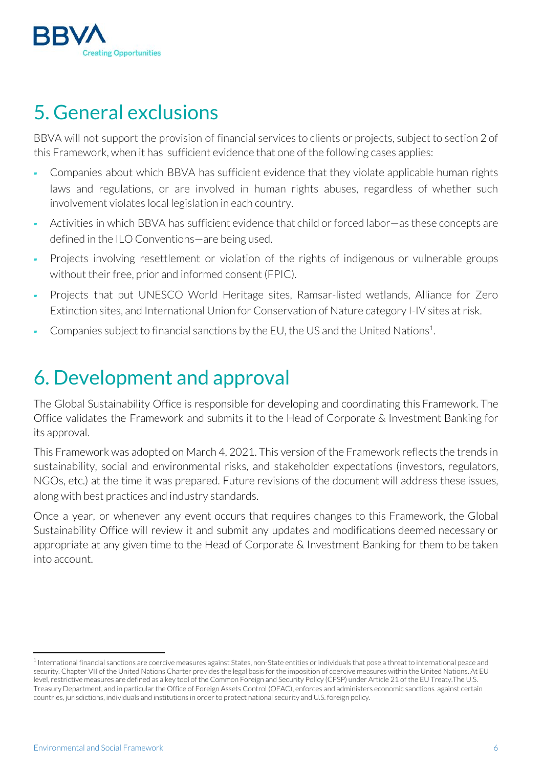# 5. General exclusions

BBVA will not support the provision of financial services to clients or projects, subject to section 2 of this Framework, when it has sufficient evidence that one of the following cases applies:

- Companies about which BBVA has sufficient evidence that they violate applicable human rights laws and regulations, or are involved in human rights abuses, regardless of whether such involvement violates local legislation in each country.
- Activities in which BBVA has sufficient evidence that child or forced labor—as these concepts are defined in the ILO Conventions—are being used.
- Projects involving resettlement or violation of the rights of indigenous or vulnerable groups without their free, prior and informed consent (FPIC).
- Projects that put UNESCO World Heritage sites, Ramsar-listed wetlands, Alliance for Zero Extinction sites, and International Union for Conservation of Nature category I-IV sites at risk.
- Companies subject to financial sanctions by the EU, the US and the United Nations[1].

# 6. Development and approval

The Global Sustainability Office is responsible for developing and coordinating this Framework. The Office validates the Framework and submits it to the Head of Corporate & Investment Banking for its approval.

This Framework was adopted on March 4, 2021. This version of the Framework reflects the trends in sustainability, social and environmental risks, and stakeholder expectations (investors, regulators, NGOs, etc.) at the time it was prepared. Future revisions of the document will address these issues, along with best practices and industry standards.

Once a year, or whenever any event occurs that requires changes to this Framework, the Global Sustainability Office will review it and submit any updates and modifications deemed necessary or appropriate at any given time to the Head of Corporate & Investment Banking for them to be taken into account.

[1] International financial sanctions are coercive measures against States, non-State entities or individuals that pose a threat to international peace and security. Chapter VII of the United Nations Charter provides the legal basis for the imposition of coercive measures within the United Nations. At EU level, restrictive measures are defined as a key tool of the Common Foreign and Security Policy (CFSP) under Article 21 of the EU Treaty.The U.S. Treasury Department, and in particular the Office of Foreign Assets Control (OFAC), enforces and administers economic sanctions against certain countries, jurisdictions, individuals and institutions in order to protect national security and U.S. foreign policy.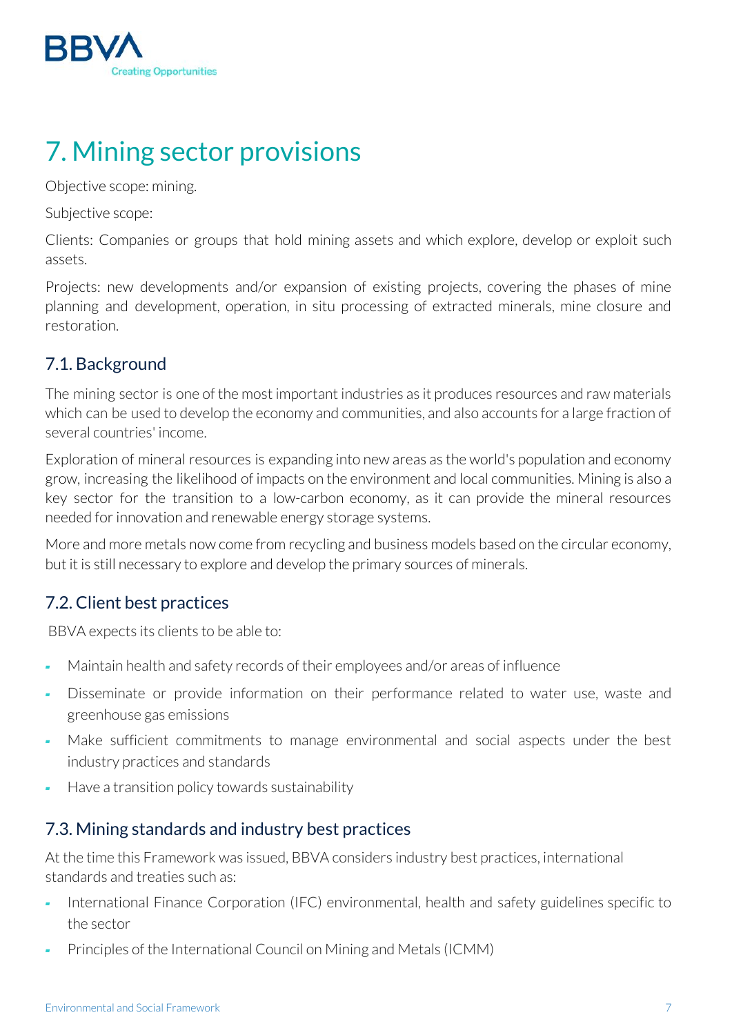# 7. Mining sector provisions

Objective scope: mining.

Subjective scope:

Clients: Companies or groups that hold mining assets and which explore, develop or exploit such assets.

Projects: new developments and/or expansion of existing projects, covering the phases of mine planning and development, operation, in situ processing of extracted minerals, mine closure and restoration.

## 7.1. Background

The mining sector is one of the most important industries as it produces resources and raw materials which can be used to develop the economy and communities, and also accounts for a large fraction of several countries' income.

Exploration of mineral resources is expanding into new areas as the world's population and economy grow, increasing the likelihood of impacts on the environment and local communities. Mining is also a key sector for the transition to a low-carbon economy, as it can provide the mineral resources needed for innovation and renewable energy storage systems.

More and more metals now come from recycling and business models based on the circular economy, but it is still necessary to explore and develop the primary sources of minerals.

## 7.2. Client best practices

BBVA expects its clients to be able to:

- Maintain health and safety records of their employees and/or areas of influence
- Disseminate or provide information on their performance related to water use, waste and greenhouse gas emissions
- Make sufficient commitments to manage environmental and social aspects under the best industry practices and standards
- Have a transition policy towards sustainability

## 7.3. Mining standards and industry best practices

At the time this Framework was issued, BBVA considers industry best practices, international standards and treaties such as:

- International Finance Corporation (IFC) environmental, health and safety guidelines specific to the sector
- Principles of the International Council on Mining and Metals (ICMM)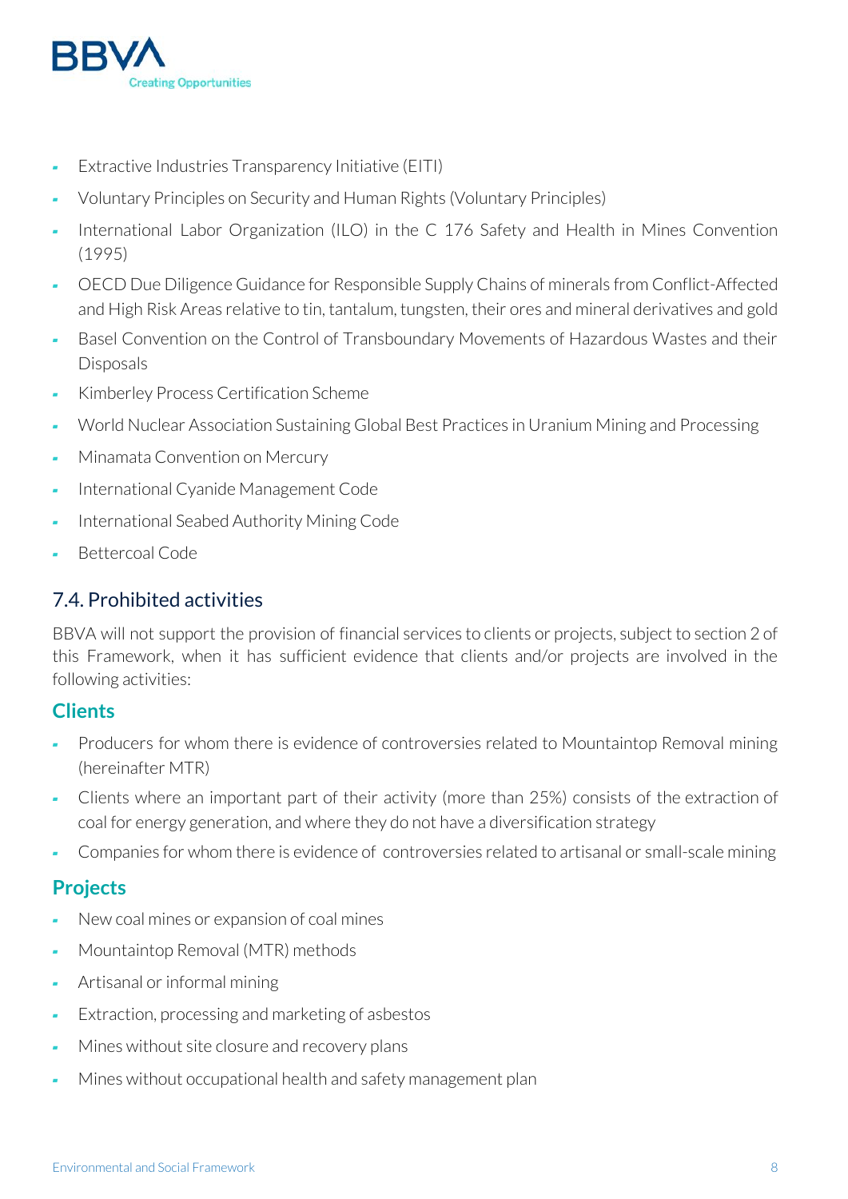- Extractive Industries Transparency Initiative (EITI)
- Voluntary Principles on Security and Human Rights (Voluntary Principles)
- International Labor Organization (ILO) in the C 176 Safety and Health in Mines Convention (1995)
- OECD Due Diligence Guidance for Responsible Supply Chains of minerals from Conflict-Affected and High Risk Areas relative to tin, tantalum, tungsten, their ores and mineral derivatives and gold
- Basel Convention on the Control of Transboundary Movements of Hazardous Wastes and their Disposals
- Kimberley Process Certification Scheme
- World Nuclear Association Sustaining Global Best Practices in Uranium Mining and Processing
- Minamata Convention on Mercury
- International Cyanide Management Code
- International Seabed Authority Mining Code
- Bettercoal Code

## 7.4. Prohibited activities

BBVA will not support the provision of financial services to clients or projects, subject to section 2 of this Framework, when it has sufficient evidence that clients and/or projects are involved in the following activities:

### Clients

- Producers for whom there is evidence of controversies related to Mountaintop Removal mining (hereinafter MTR)
- Clients where an important part of their activity (more than 25%) consists of the extraction of coal for energy generation, and where they do not have a diversification strategy
- Companies for whom there is evidence of controversies related to artisanal or small-scale mining

### Projects

- New coal mines or expansion of coal mines
- Mountaintop Removal (MTR) methods
- Artisanal or informal mining
- Extraction, processing and marketing of asbestos
- Mines without site closure and recovery plans
- Mines without occupational health and safety management plan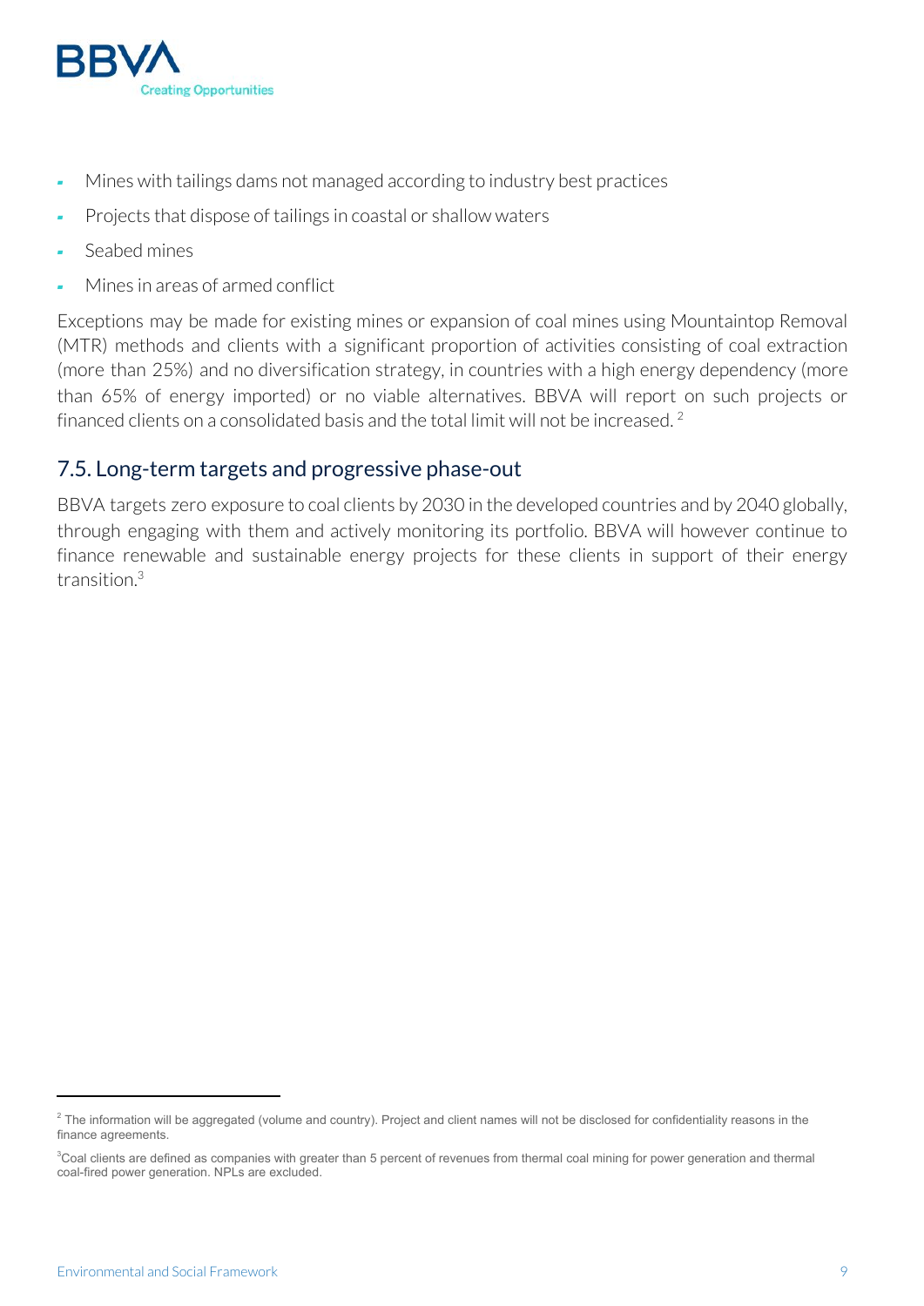- Mines with tailings dams not managed according to industry best practices
- Projects that dispose of tailings in coastal or shallow waters
- Seabed mines
- Mines in areas of armed conflict

Exceptions may be made for existing mines or expansion of coal mines using Mountaintop Removal (MTR) methods and clients with a significant proportion of activities consisting of coal extraction (more than 25%) and no diversification strategy, in countries with a high energy dependency (more than 65% of energy imported) or no viable alternatives. BBVA will report on such projects or financed clients on a consolidated basis and the total limit will not be increased. [2]

## 7.5. Long-term targets and progressive phase-out

BBVA targets zero exposure to coal clients by 2030 in the developed countries and by 2040 globally, through engaging with them and actively monitoring its portfolio. BBVA will however continue to finance renewable and sustainable energy projects for these clients in support of their energy transition.[3]

---

[2] The information will be aggregated (volume and country). Project and client names will not be disclosed for confidentiality reasons in the finance agreements.

[3] Coal clients are defined as companies with greater than 5 percent of revenues from thermal coal mining for power generation and thermal coal-fired power generation. NPLs are excluded.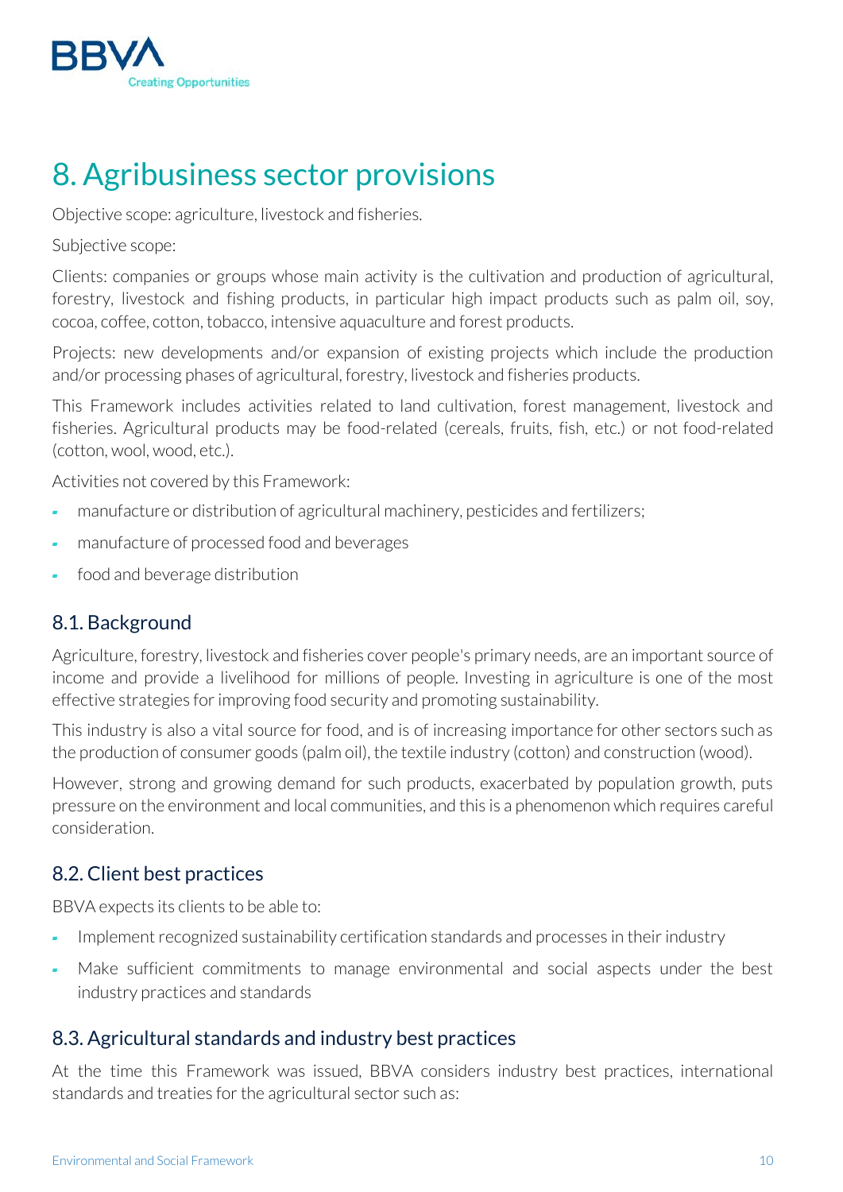# 8. Agribusiness sector provisions

Objective scope: agriculture, livestock and fisheries.

Subjective scope:

Clients: companies or groups whose main activity is the cultivation and production of agricultural, forestry, livestock and fishing products, in particular high impact products such as palm oil, soy, cocoa, coffee, cotton, tobacco, intensive aquaculture and forest products.

Projects: new developments and/or expansion of existing projects which include the production and/or processing phases of agricultural, forestry, livestock and fisheries products.

This Framework includes activities related to land cultivation, forest management, livestock and fisheries. Agricultural products may be food-related (cereals, fruits, fish, etc.) or not food-related (cotton, wool, wood, etc.).

Activities not covered by this Framework:

- manufacture or distribution of agricultural machinery, pesticides and fertilizers;
- manufacture of processed food and beverages
- food and beverage distribution

## 8.1. Background

Agriculture, forestry, livestock and fisheries cover people's primary needs, are an important source of income and provide a livelihood for millions of people. Investing in agriculture is one of the most effective strategies for improving food security and promoting sustainability.

This industry is also a vital source for food, and is of increasing importance for other sectors such as the production of consumer goods (palm oil), the textile industry (cotton) and construction (wood).

However, strong and growing demand for such products, exacerbated by population growth, puts pressure on the environment and local communities, and this is a phenomenon which requires careful consideration.

## 8.2. Client best practices

BBVA expects its clients to be able to:

- Implement recognized sustainability certification standards and processes in their industry
- Make sufficient commitments to manage environmental and social aspects under the best industry practices and standards

## 8.3. Agricultural standards and industry best practices

At the time this Framework was issued, BBVA considers industry best practices, international standards and treaties for the agricultural sector such as: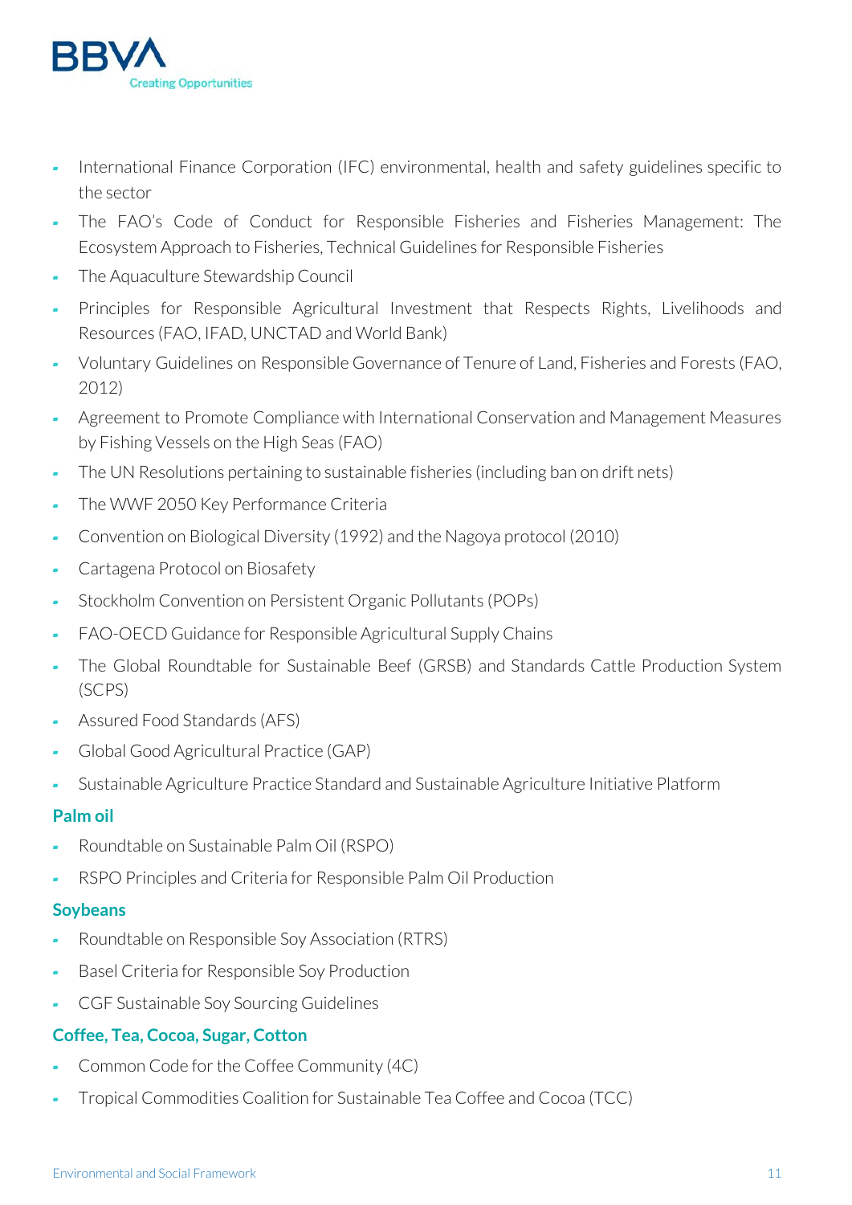- International Finance Corporation (IFC) environmental, health and safety guidelines specific to the sector
- The FAO's Code of Conduct for Responsible Fisheries and Fisheries Management: The Ecosystem Approach to Fisheries, Technical Guidelines for Responsible Fisheries
- The Aquaculture Stewardship Council
- Principles for Responsible Agricultural Investment that Respects Rights, Livelihoods and Resources (FAO, IFAD, UNCTAD and World Bank)
- Voluntary Guidelines on Responsible Governance of Tenure of Land, Fisheries and Forests (FAO, 2012)
- Agreement to Promote Compliance with International Conservation and Management Measures by Fishing Vessels on the High Seas (FAO)
- The UN Resolutions pertaining to sustainable fisheries (including ban on drift nets)
- The WWF 2050 Key Performance Criteria
- Convention on Biological Diversity (1992) and the Nagoya protocol (2010)
- Cartagena Protocol on Biosafety
- Stockholm Convention on Persistent Organic Pollutants (POPs)
- FAO-OECD Guidance for Responsible Agricultural Supply Chains
- The Global Roundtable for Sustainable Beef (GRSB) and Standards Cattle Production System (SCPS)
- Assured Food Standards (AFS)
- Global Good Agricultural Practice (GAP)
- Sustainable Agriculture Practice Standard and Sustainable Agriculture Initiative Platform

### Palm oil

- Roundtable on Sustainable Palm Oil (RSPO)
- RSPO Principles and Criteria for Responsible Palm Oil Production

### Soybeans

- Roundtable on Responsible Soy Association (RTRS)
- Basel Criteria for Responsible Soy Production
- CGF Sustainable Soy Sourcing Guidelines

### Coffee, Tea, Cocoa, Sugar, Cotton

- Common Code for the Coffee Community (4C)
- Tropical Commodities Coalition for Sustainable Tea Coffee and Cocoa (TCC)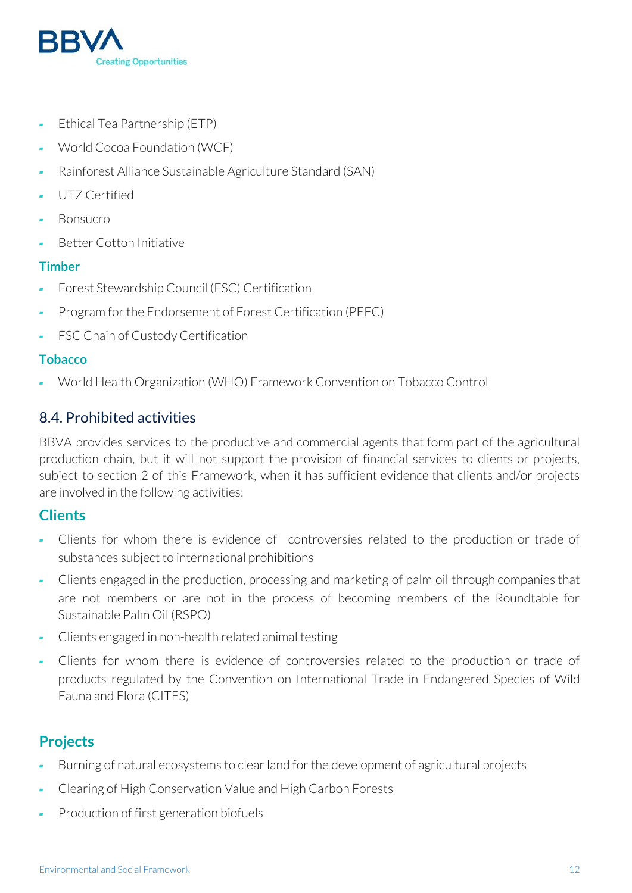- Ethical Tea Partnership (ETP)
- World Cocoa Foundation (WCF)
- Rainforest Alliance Sustainable Agriculture Standard (SAN)
- UTZ Certified
- Bonsucro
- Better Cotton Initiative

**Timber**

- Forest Stewardship Council (FSC) Certification
- Program for the Endorsement of Forest Certification (PEFC)
- FSC Chain of Custody Certification

**Tobacco**

- World Health Organization (WHO) Framework Convention on Tobacco Control

## 8.4. Prohibited activities

BBVA provides services to the productive and commercial agents that form part of the agricultural production chain, but it will not support the provision of financial services to clients or projects, subject to section 2 of this Framework, when it has sufficient evidence that clients and/or projects are involved in the following activities:

### Clients

- Clients for whom there is evidence of controversies related to the production or trade of substances subject to international prohibitions
- Clients engaged in the production, processing and marketing of palm oil through companies that are not members or are not in the process of becoming members of the Roundtable for Sustainable Palm Oil (RSPO)
- Clients engaged in non-health related animal testing
- Clients for whom there is evidence of controversies related to the production or trade of products regulated by the Convention on International Trade in Endangered Species of Wild Fauna and Flora (CITES)

### Projects

- Burning of natural ecosystems to clear land for the development of agricultural projects
- Clearing of High Conservation Value and High Carbon Forests
- Production of first generation biofuels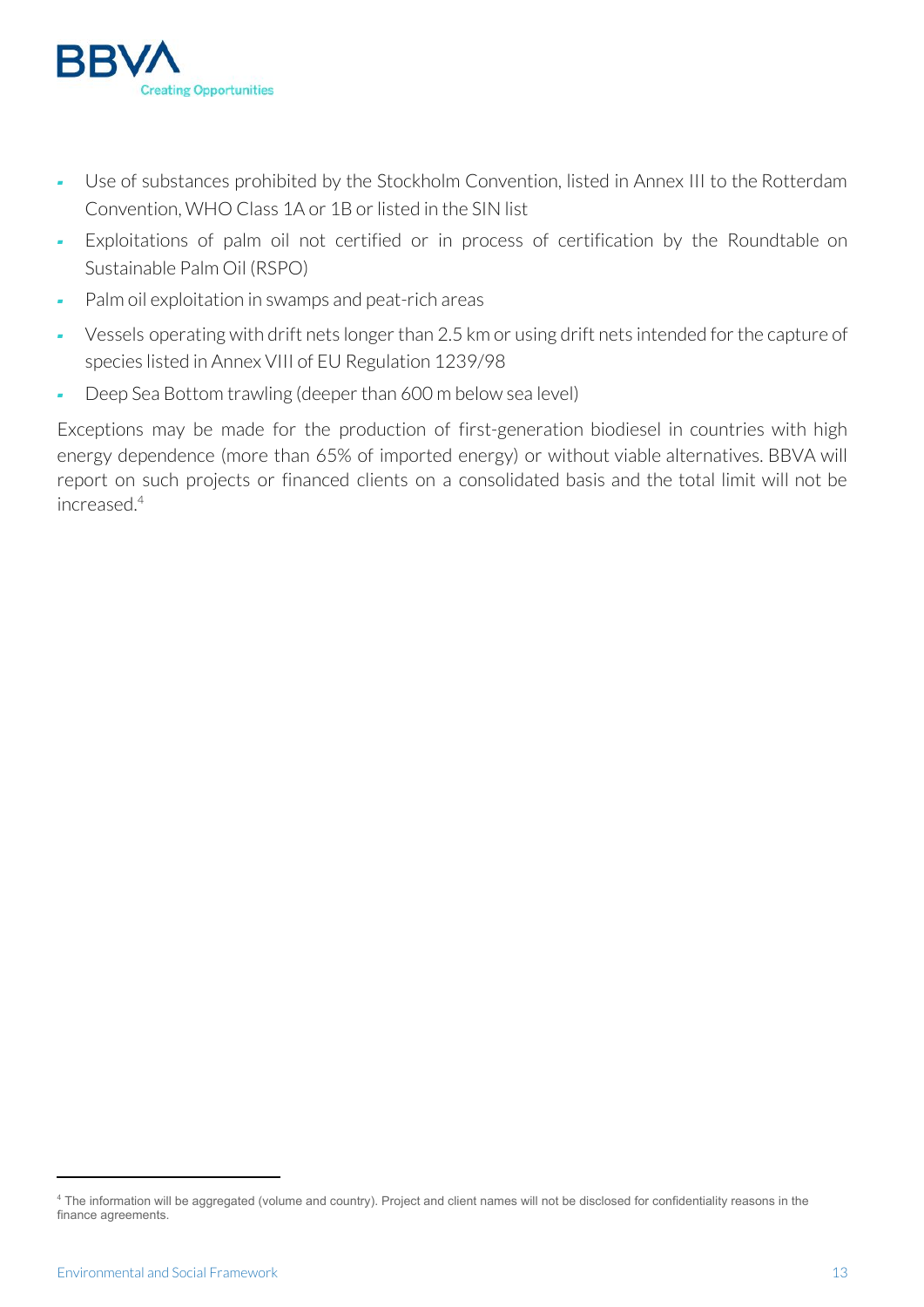- Use of substances prohibited by the Stockholm Convention, listed in Annex III to the Rotterdam Convention, WHO Class 1A or 1B or listed in the SIN list
- Exploitations of palm oil not certified or in process of certification by the Roundtable on Sustainable Palm Oil (RSPO)
- Palm oil exploitation in swamps and peat-rich areas
- Vessels operating with drift nets longer than 2.5 km or using drift nets intended for the capture of species listed in Annex VIII of EU Regulation 1239/98
- Deep Sea Bottom trawling (deeper than 600 m below sea level)

Exceptions may be made for the production of first-generation biodiesel in countries with high energy dependence (more than 65% of imported energy) or without viable alternatives. BBVA will report on such projects or financed clients on a consolidated basis and the total limit will not be increased.[4]

[4] The information will be aggregated (volume and country). Project and client names will not be disclosed for confidentiality reasons in the finance agreements.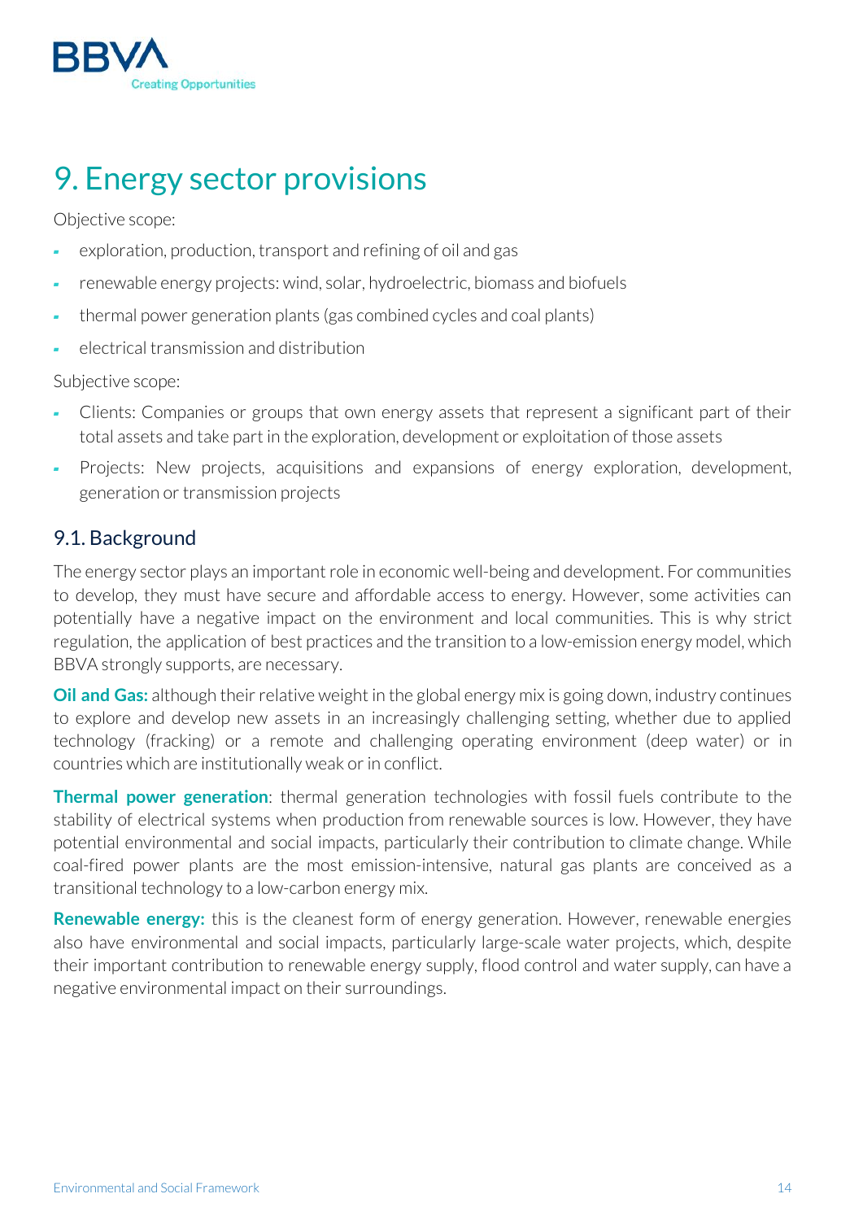# 9. Energy sector provisions

Objective scope:

- exploration, production, transport and refining of oil and gas
- renewable energy projects: wind, solar, hydroelectric, biomass and biofuels
- thermal power generation plants (gas combined cycles and coal plants)
- electrical transmission and distribution

Subjective scope:

- Clients: Companies or groups that own energy assets that represent a significant part of their total assets and take part in the exploration, development or exploitation of those assets
- Projects: New projects, acquisitions and expansions of energy exploration, development, generation or transmission projects

## 9.1. Background

The energy sector plays an important role in economic well-being and development. For communities to develop, they must have secure and affordable access to energy. However, some activities can potentially have a negative impact on the environment and local communities. This is why strict regulation, the application of best practices and the transition to a low-emission energy model, which BBVA strongly supports, are necessary.

**Oil and Gas:** although their relative weight in the global energy mix is going down, industry continues to explore and develop new assets in an increasingly challenging setting, whether due to applied technology (fracking) or a remote and challenging operating environment (deep water) or in countries which are institutionally weak or in conflict.

**Thermal power generation**: thermal generation technologies with fossil fuels contribute to the stability of electrical systems when production from renewable sources is low. However, they have potential environmental and social impacts, particularly their contribution to climate change. While coal-fired power plants are the most emission-intensive, natural gas plants are conceived as a transitional technology to a low-carbon energy mix.

**Renewable energy:** this is the cleanest form of energy generation. However, renewable energies also have environmental and social impacts, particularly large-scale water projects, which, despite their important contribution to renewable energy supply, flood control and water supply, can have a negative environmental impact on their surroundings.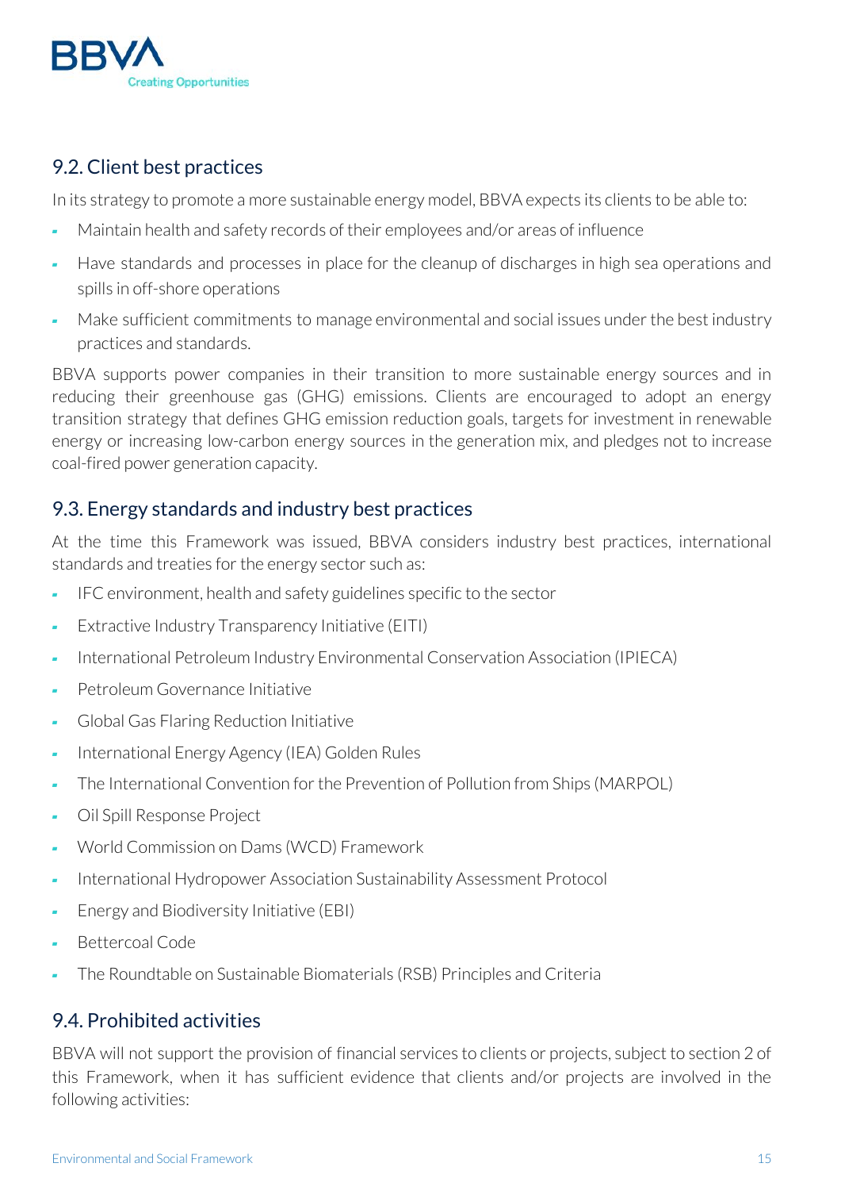## 9.2. Client best practices

In its strategy to promote a more sustainable energy model, BBVA expects its clients to be able to:

- Maintain health and safety records of their employees and/or areas of influence
- Have standards and processes in place for the cleanup of discharges in high sea operations and spills in off-shore operations
- Make sufficient commitments to manage environmental and social issues under the best industry practices and standards.

BBVA supports power companies in their transition to more sustainable energy sources and in reducing their greenhouse gas (GHG) emissions. Clients are encouraged to adopt an energy transition strategy that defines GHG emission reduction goals, targets for investment in renewable energy or increasing low-carbon energy sources in the generation mix, and pledges not to increase coal-fired power generation capacity.

## 9.3. Energy standards and industry best practices

At the time this Framework was issued, BBVA considers industry best practices, international standards and treaties for the energy sector such as:

- IFC environment, health and safety guidelines specific to the sector
- Extractive Industry Transparency Initiative (EITI)
- International Petroleum Industry Environmental Conservation Association (IPIECA)
- Petroleum Governance Initiative
- Global Gas Flaring Reduction Initiative
- International Energy Agency (IEA) Golden Rules
- The International Convention for the Prevention of Pollution from Ships (MARPOL)
- Oil Spill Response Project
- World Commission on Dams (WCD) Framework
- International Hydropower Association Sustainability Assessment Protocol
- Energy and Biodiversity Initiative (EBI)
- Bettercoal Code
- The Roundtable on Sustainable Biomaterials (RSB) Principles and Criteria

## 9.4. Prohibited activities

BBVA will not support the provision of financial services to clients or projects, subject to section 2 of this Framework, when it has sufficient evidence that clients and/or projects are involved in the following activities: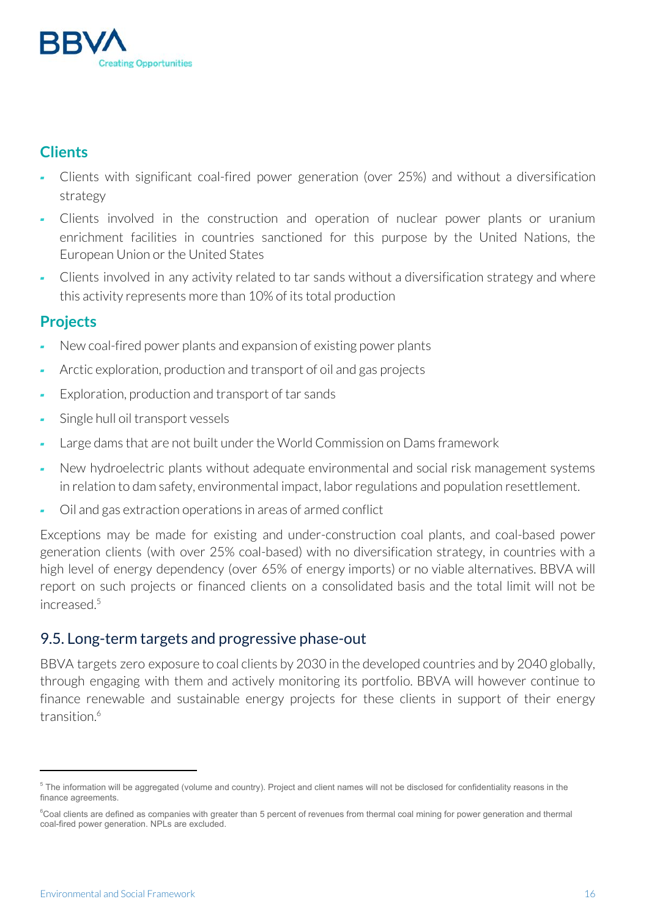### Clients

- Clients with significant coal-fired power generation (over 25%) and without a diversification strategy
- Clients involved in the construction and operation of nuclear power plants or uranium enrichment facilities in countries sanctioned for this purpose by the United Nations, the European Union or the United States
- Clients involved in any activity related to tar sands without a diversification strategy and where this activity represents more than 10% of its total production

### Projects

- New coal-fired power plants and expansion of existing power plants
- Arctic exploration, production and transport of oil and gas projects
- Exploration, production and transport of tar sands
- Single hull oil transport vessels
- Large dams that are not built under the World Commission on Dams framework
- New hydroelectric plants without adequate environmental and social risk management systems in relation to dam safety, environmental impact, labor regulations and population resettlement.
- Oil and gas extraction operations in areas of armed conflict

Exceptions may be made for existing and under-construction coal plants, and coal-based power generation clients (with over 25% coal-based) with no diversification strategy, in countries with a high level of energy dependency (over 65% of energy imports) or no viable alternatives. BBVA will report on such projects or financed clients on a consolidated basis and the total limit will not be increased.[5]

## 9.5. Long-term targets and progressive phase-out

BBVA targets zero exposure to coal clients by 2030 in the developed countries and by 2040 globally, through engaging with them and actively monitoring its portfolio. BBVA will however continue to finance renewable and sustainable energy projects for these clients in support of their energy transition.[6]

---

[5] The information will be aggregated (volume and country). Project and client names will not be disclosed for confidentiality reasons in the finance agreements.

[6] Coal clients are defined as companies with greater than 5 percent of revenues from thermal coal mining for power generation and thermal coal-fired power generation. NPLs are excluded.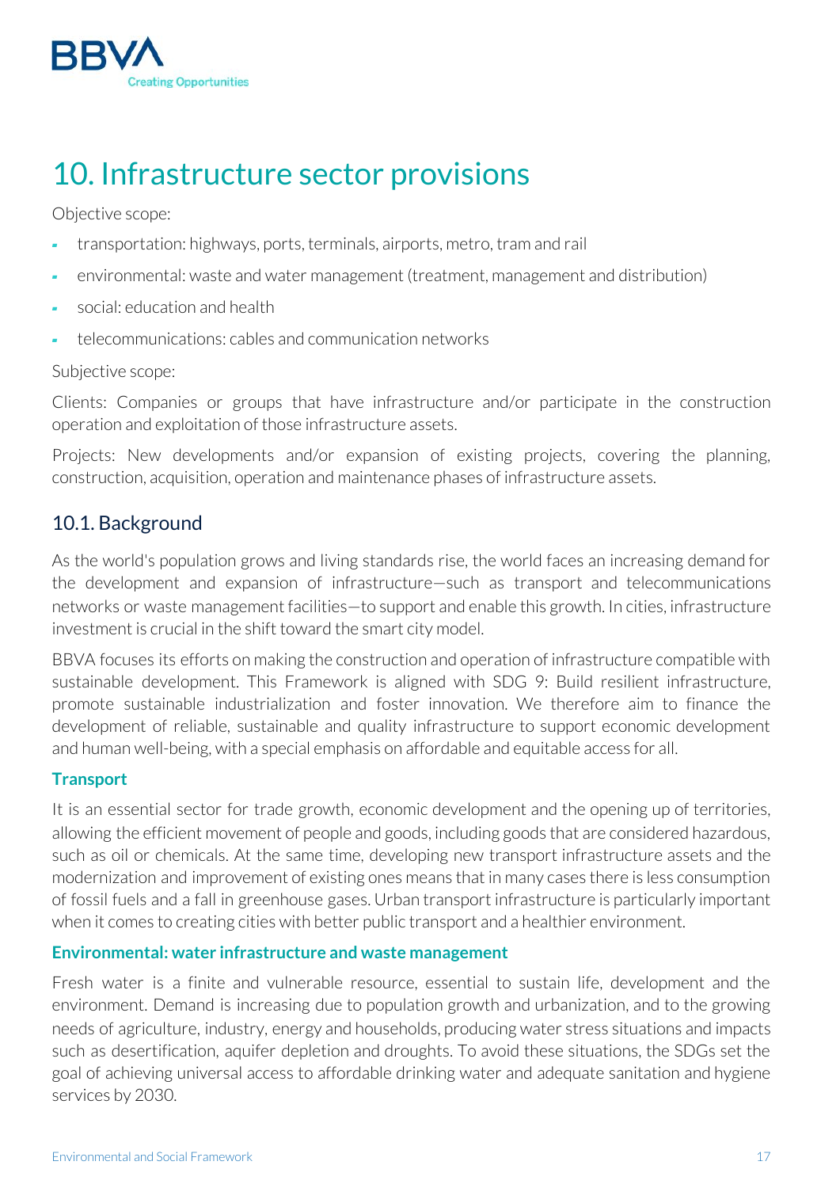// 10. Infrastructure sector provisions

# 10. Infrastructure sector provisions

Objective scope:

- transportation: highways, ports, terminals, airports, metro, tram and rail
- environmental: waste and water management (treatment, management and distribution)
- social: education and health
- telecommunications: cables and communication networks

Subjective scope:

Clients: Companies or groups that have infrastructure and/or participate in the construction operation and exploitation of those infrastructure assets.

Projects: New developments and/or expansion of existing projects, covering the planning, construction, acquisition, operation and maintenance phases of infrastructure assets.

## 10.1. Background

As the world's population grows and living standards rise, the world faces an increasing demand for the development and expansion of infrastructure—such as transport and telecommunications networks or waste management facilities—to support and enable this growth. In cities, infrastructure investment is crucial in the shift toward the smart city model.

BBVA focuses its efforts on making the construction and operation of infrastructure compatible with sustainable development. This Framework is aligned with SDG 9: Build resilient infrastructure, promote sustainable industrialization and foster innovation. We therefore aim to finance the development of reliable, sustainable and quality infrastructure to support economic development and human well-being, with a special emphasis on affordable and equitable access for all.

### Transport

It is an essential sector for trade growth, economic development and the opening up of territories, allowing the efficient movement of people and goods, including goods that are considered hazardous, such as oil or chemicals. At the same time, developing new transport infrastructure assets and the modernization and improvement of existing ones means that in many cases there is less consumption of fossil fuels and a fall in greenhouse gases. Urban transport infrastructure is particularly important when it comes to creating cities with better public transport and a healthier environment.

### Environmental: water infrastructure and waste management

Fresh water is a finite and vulnerable resource, essential to sustain life, development and the environment. Demand is increasing due to population growth and urbanization, and to the growing needs of agriculture, industry, energy and households, producing water stress situations and impacts such as desertification, aquifer depletion and droughts. To avoid these situations, the SDGs set the goal of achieving universal access to affordable drinking water and adequate sanitation and hygiene services by 2030.

# 10. Infrastructure sector provisions

Objective scope:

- transportation: highways, ports, terminals, airports, metro, tram and rail
- environmental: waste and water management (treatment, management and distribution)
- social: education and health
- telecommunications: cables and communication networks

Subjective scope:

Clients: Companies or groups that have infrastructure and/or participate in the construction operation and exploitation of those infrastructure assets.

Projects: New developments and/or expansion of existing projects, covering the planning, construction, acquisition, operation and maintenance phases of infrastructure assets.

## 10.1. Background

As the world's population grows and living standards rise, the world faces an increasing demand for the development and expansion of infrastructure—such as transport and telecommunications networks or waste management facilities—to support and enable this growth. In cities, infrastructure investment is crucial in the shift toward the smart city model.

BBVA focuses its efforts on making the construction and operation of infrastructure compatible with sustainable development. This Framework is aligned with SDG 9: Build resilient infrastructure, promote sustainable industrialization and foster innovation. We therefore aim to finance the development of reliable, sustainable and quality infrastructure to support economic development and human well-being, with a special emphasis on affordable and equitable access for all.

### Transport

It is an essential sector for trade growth, economic development and the opening up of territories, allowing the efficient movement of people and goods, including goods that are considered hazardous, such as oil or chemicals. At the same time, developing new transport infrastructure assets and the modernization and improvement of existing ones means that in many cases there is less consumption of fossil fuels and a fall in greenhouse gases. Urban transport infrastructure is particularly important when it comes to creating cities with better public transport and a healthier environment.

### Environmental: water infrastructure and waste management

Fresh water is a finite and vulnerable resource, essential to sustain life, development and the environment. Demand is increasing due to population growth and urbanization, and to the growing needs of agriculture, industry, energy and households, producing water stress situations and impacts such as desertification, aquifer depletion and droughts. To avoid these situations, the SDGs set the goal of achieving universal access to affordable drinking water and adequate sanitation and hygiene services by 2030.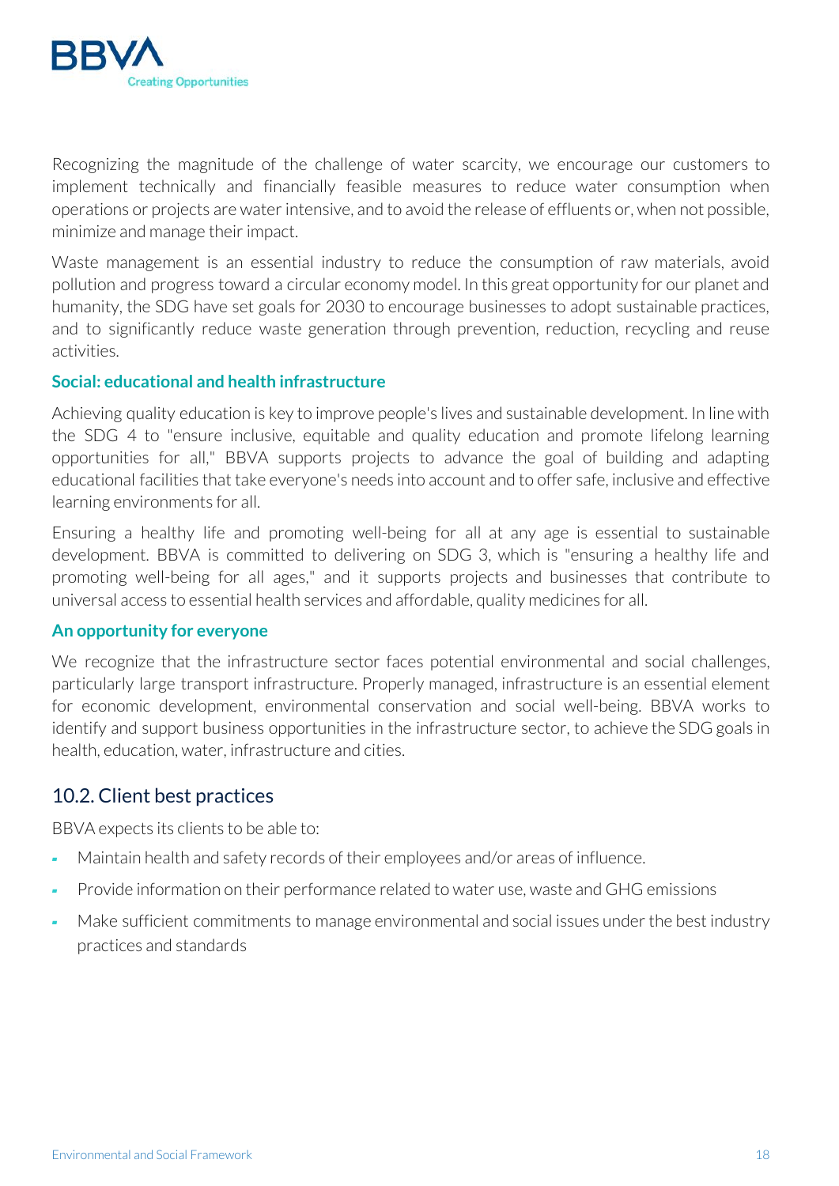Recognizing the magnitude of the challenge of water scarcity, we encourage our customers to implement technically and financially feasible measures to reduce water consumption when operations or projects are water intensive, and to avoid the release of effluents or, when not possible, minimize and manage their impact.

Waste management is an essential industry to reduce the consumption of raw materials, avoid pollution and progress toward a circular economy model. In this great opportunity for our planet and humanity, the SDG have set goals for 2030 to encourage businesses to adopt sustainable practices, and to significantly reduce waste generation through prevention, reduction, recycling and reuse activities.

### Social: educational and health infrastructure

Achieving quality education is key to improve people's lives and sustainable development. In line with the SDG 4 to "ensure inclusive, equitable and quality education and promote lifelong learning opportunities for all," BBVA supports projects to advance the goal of building and adapting educational facilities that take everyone's needs into account and to offer safe, inclusive and effective learning environments for all.

Ensuring a healthy life and promoting well-being for all at any age is essential to sustainable development. BBVA is committed to delivering on SDG 3, which is "ensuring a healthy life and promoting well-being for all ages," and it supports projects and businesses that contribute to universal access to essential health services and affordable, quality medicines for all.

### An opportunity for everyone

We recognize that the infrastructure sector faces potential environmental and social challenges, particularly large transport infrastructure. Properly managed, infrastructure is an essential element for economic development, environmental conservation and social well-being. BBVA works to identify and support business opportunities in the infrastructure sector, to achieve the SDG goals in health, education, water, infrastructure and cities.

## 10.2. Client best practices

BBVA expects its clients to be able to:

- Maintain health and safety records of their employees and/or areas of influence.
- Provide information on their performance related to water use, waste and GHG emissions
- Make sufficient commitments to manage environmental and social issues under the best industry practices and standards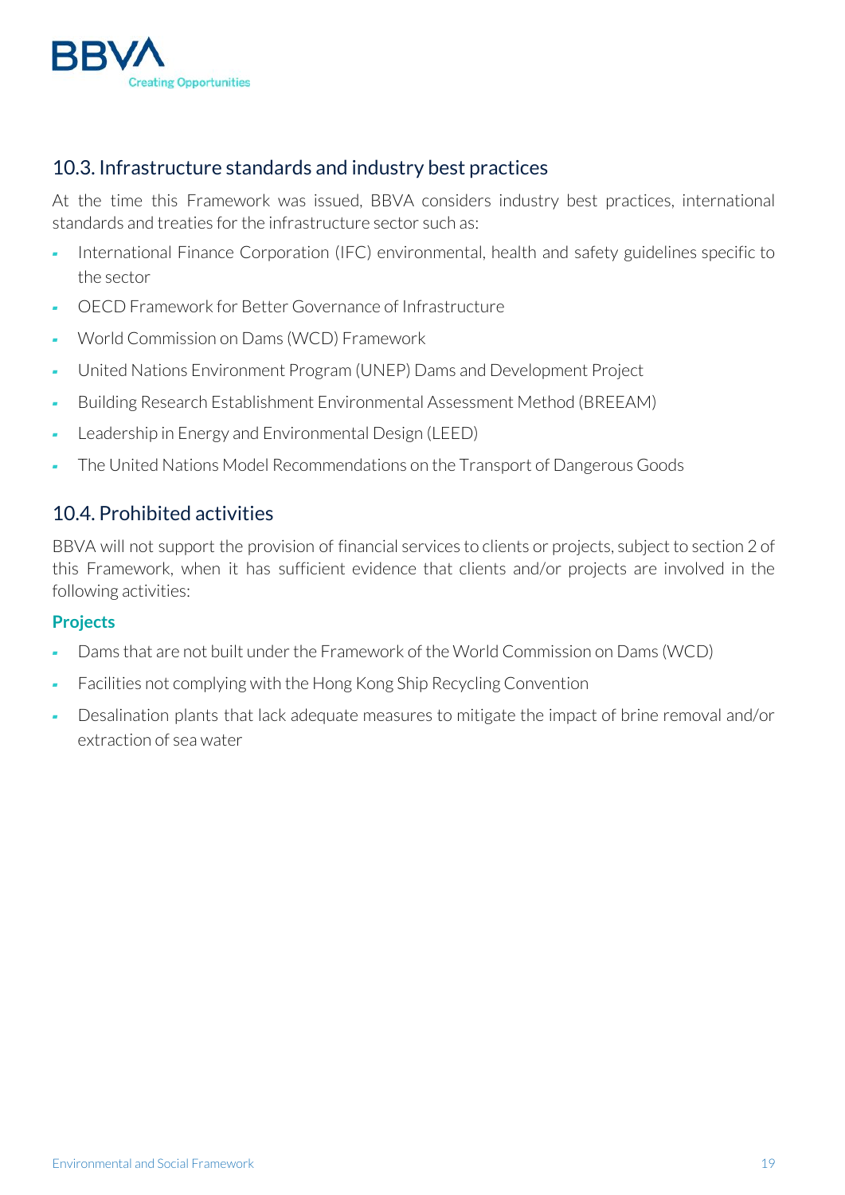## 10.3. Infrastructure standards and industry best practices

At the time this Framework was issued, BBVA considers industry best practices, international standards and treaties for the infrastructure sector such as:

- International Finance Corporation (IFC) environmental, health and safety guidelines specific to the sector
- OECD Framework for Better Governance of Infrastructure
- World Commission on Dams (WCD) Framework
- United Nations Environment Program (UNEP) Dams and Development Project
- Building Research Establishment Environmental Assessment Method (BREEAM)
- Leadership in Energy and Environmental Design (LEED)
- The United Nations Model Recommendations on the Transport of Dangerous Goods

## 10.4. Prohibited activities

BBVA will not support the provision of financial services to clients or projects, subject to section 2 of this Framework, when it has sufficient evidence that clients and/or projects are involved in the following activities:

### Projects

- Dams that are not built under the Framework of the World Commission on Dams (WCD)
- Facilities not complying with the Hong Kong Ship Recycling Convention
- Desalination plants that lack adequate measures to mitigate the impact of brine removal and/or extraction of sea water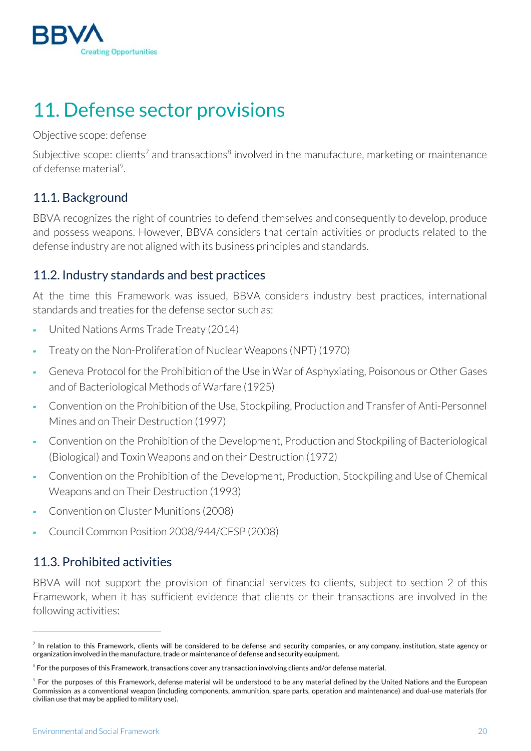# 11. Defense sector provisions

Objective scope: defense

Subjective scope: clients[7] and transactions[8] involved in the manufacture, marketing or maintenance of defense material[9].

## 11.1. Background

BBVA recognizes the right of countries to defend themselves and consequently to develop, produce and possess weapons. However, BBVA considers that certain activities or products related to the defense industry are not aligned with its business principles and standards.

## 11.2. Industry standards and best practices

At the time this Framework was issued, BBVA considers industry best practices, international standards and treaties for the defense sector such as:

- United Nations Arms Trade Treaty (2014)
- Treaty on the Non-Proliferation of Nuclear Weapons (NPT) (1970)
- Geneva Protocol for the Prohibition of the Use in War of Asphyxiating, Poisonous or Other Gases and of Bacteriological Methods of Warfare (1925)
- Convention on the Prohibition of the Use, Stockpiling, Production and Transfer of Anti-Personnel Mines and on Their Destruction (1997)
- Convention on the Prohibition of the Development, Production and Stockpiling of Bacteriological (Biological) and Toxin Weapons and on their Destruction (1972)
- Convention on the Prohibition of the Development, Production, Stockpiling and Use of Chemical Weapons and on Their Destruction (1993)
- Convention on Cluster Munitions (2008)
- Council Common Position 2008/944/CFSP (2008)

## 11.3. Prohibited activities

BBVA will not support the provision of financial services to clients, subject to section 2 of this Framework, when it has sufficient evidence that clients or their transactions are involved in the following activities:

---

[7] In relation to this Framework, clients will be considered to be defense and security companies, or any company, institution, state agency or organization involved in the manufacture, trade or maintenance of defense and security equipment.

[8] For the purposes of this Framework, transactions cover any transaction involving clients and/or defense material.

[9] For the purposes of this Framework, defense material will be understood to be any material defined by the United Nations and the European Commission as a conventional weapon (including components, ammunition, spare parts, operation and maintenance) and dual-use materials (for civilian use that may be applied to military use).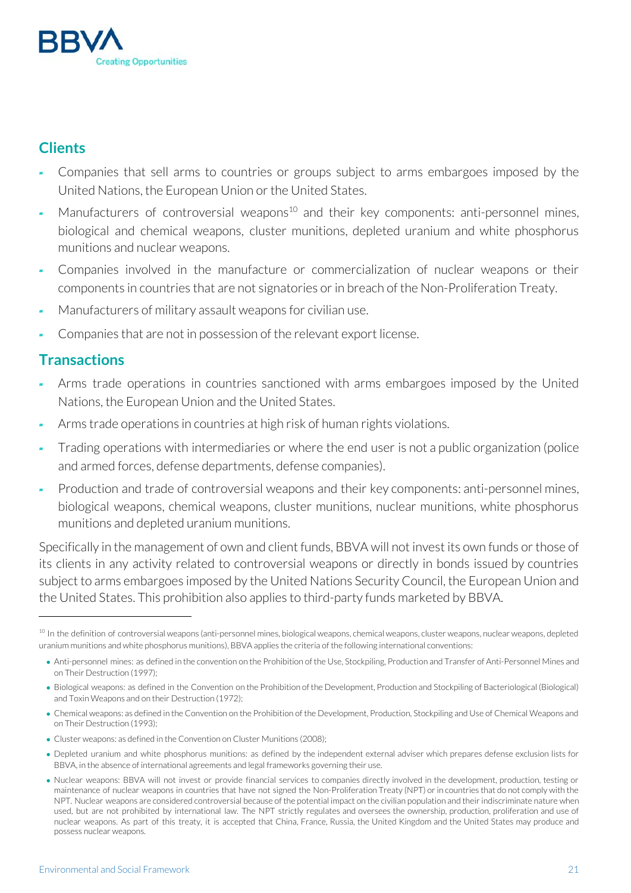## Clients

- Companies that sell arms to countries or groups subject to arms embargoes imposed by the United Nations, the European Union or the United States.
- Manufacturers of controversial weapons[10] and their key components: anti-personnel mines, biological and chemical weapons, cluster munitions, depleted uranium and white phosphorus munitions and nuclear weapons.
- Companies involved in the manufacture or commercialization of nuclear weapons or their components in countries that are not signatories or in breach of the Non-Proliferation Treaty.
- Manufacturers of military assault weapons for civilian use.
- Companies that are not in possession of the relevant export license.

## Transactions

- Arms trade operations in countries sanctioned with arms embargoes imposed by the United Nations, the European Union and the United States.
- Arms trade operations in countries at high risk of human rights violations.
- Trading operations with intermediaries or where the end user is not a public organization (police and armed forces, defense departments, defense companies).
- Production and trade of controversial weapons and their key components: anti-personnel mines, biological weapons, chemical weapons, cluster munitions, nuclear munitions, white phosphorus munitions and depleted uranium munitions.

Specifically in the management of own and client funds, BBVA will not invest its own funds or those of its clients in any activity related to controversial weapons or directly in bonds issued by countries subject to arms embargoes imposed by the United Nations Security Council, the European Union and the United States. This prohibition also applies to third-party funds marketed by BBVA.

---

[10] In the definition of controversial weapons (anti-personnel mines, biological weapons, chemical weapons, cluster weapons, nuclear weapons, depleted uranium munitions and white phosphorus munitions), BBVA applies the criteria of the following international conventions:

- Anti-personnel mines: as defined in the convention on the Prohibition of the Use, Stockpiling, Production and Transfer of Anti-Personnel Mines and on Their Destruction (1997);
- Biological weapons: as defined in the Convention on the Prohibition of the Development, Production and Stockpiling of Bacteriological (Biological) and Toxin Weapons and on their Destruction (1972);
- Chemical weapons: as defined in the Convention on the Prohibition of the Development, Production, Stockpiling and Use of Chemical Weapons and on Their Destruction (1993);
- Cluster weapons: as defined in the Convention on Cluster Munitions (2008);
- Depleted uranium and white phosphorus munitions: as defined by the independent external adviser which prepares defense exclusion lists for BBVA, in the absence of international agreements and legal frameworks governing their use.
- Nuclear weapons: BBVA will not invest or provide financial services to companies directly involved in the development, production, testing or maintenance of nuclear weapons in countries that have not signed the Non-Proliferation Treaty (NPT) or in countries that do not comply with the NPT. Nuclear weapons are considered controversial because of the potential impact on the civilian population and their indiscriminate nature when used, but are not prohibited by international law. The NPT strictly regulates and oversees the ownership, production, proliferation and use of nuclear weapons. As part of this treaty, it is accepted that China, France, Russia, the United Kingdom and the United States may produce and possess nuclear weapons.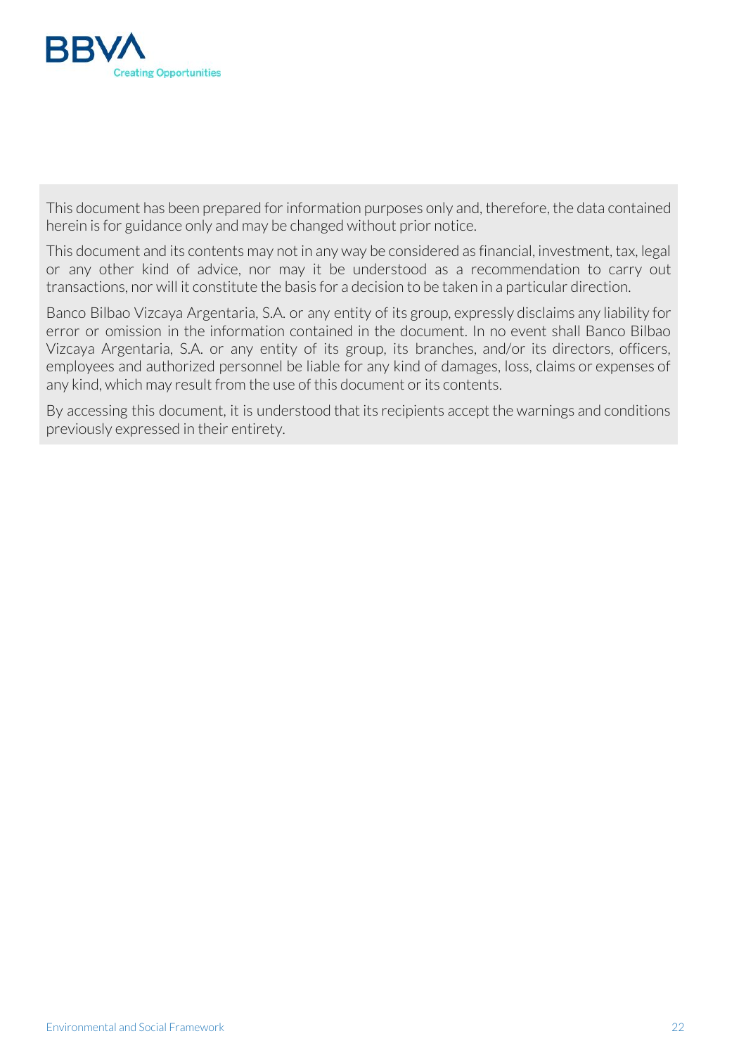This document has been prepared for information purposes only and, therefore, the data contained herein is for guidance only and may be changed without prior notice.

This document and its contents may not in any way be considered as financial, investment, tax, legal or any other kind of advice, nor may it be understood as a recommendation to carry out transactions, nor will it constitute the basis for a decision to be taken in a particular direction.

Banco Bilbao Vizcaya Argentaria, S.A. or any entity of its group, expressly disclaims any liability for error or omission in the information contained in the document. In no event shall Banco Bilbao Vizcaya Argentaria, S.A. or any entity of its group, its branches, and/or its directors, officers, employees and authorized personnel be liable for any kind of damages, loss, claims or expenses of any kind, which may result from the use of this document or its contents.

By accessing this document, it is understood that its recipients accept the warnings and conditions previously expressed in their entirety.